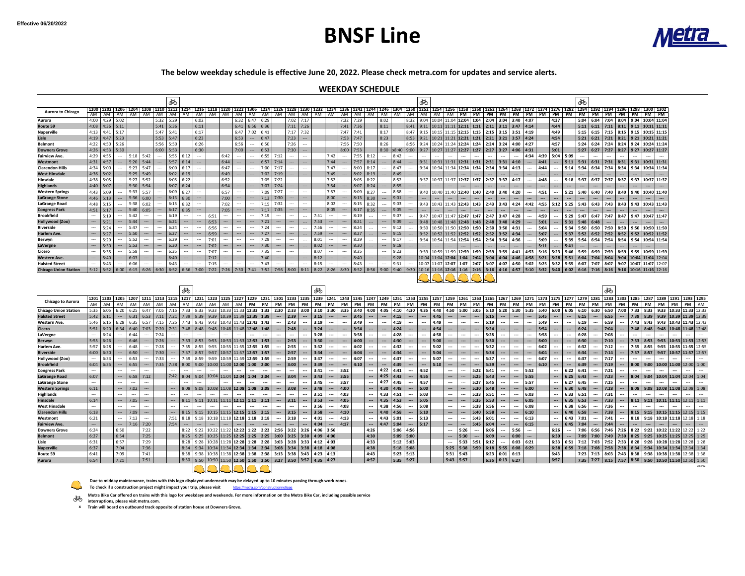Effective 06/20/2022

# BNSF Line

**The below weekday schedule is effective June 20, 2022. Please check metra.com for updates and service alerts.**

## WEEKDAY SCHEDULE

| Aurora to Chicago | 1200 | 1202 | 1206 | 1204 | 1208 | 1210 | 1212 | 1214 | 1216 | 1218 | 1220 | 1222 | 1306 | 1224 | 1226 | 1228 | 1230 | 1232 | 1234 | 1236 | 1242 | 1244 | 1246 | 1304 | 1250 | 1252 | 1254 | 1256 | 1258 | 1260 | 1262 | 1264 | 1268 | 1272 | 1274 | 1276 | 1282 | 1284 | 1292 | 1294 | 1296 | 1298 | 1300 | 1302 |
|---|---|---|---|---|---|---|---|---|---|---|---|---|---|---|---|---|---|---|---|---|---|---|---|---|---|---|---|---|---|---|---|---|---|---|---|---|---|---|---|---|---|---|---|---|
| Bike Car | | | | | | | 🚲 | | | | | | | | | | | | | | | | | | | 🚲 | | | | | | | | | | | | 🚲 | | | | | | |
| | AM | AM | AM | AM | AM | AM | AM | AM | AM | AM | AM | AM | AM | AM | AM | AM | AM | AM | AM | AM | AM | AM | AM | AM | AM | AM | AM | AM | PM | PM | PM | PM | PM | PM | PM | PM | PM | PM | PM | PM | PM | PM | PM | PM |
| Aurora | 4:00 | 4:29 | 5:02 | | | 5:32 | 5:29 | | 6:02 | | | 6:32 | 6:47 | 6:29 | | 7:02 | 7:17 | | | 7:32 | 7:29 | | 8:02 | | 8:32 | 9:04 | 10:04 | 11:04 | 12:04 | 1:04 | 2:04 | 3:04 | 3:40 | 4:07 | | 4:37 | | 5:04 | 6:04 | 7:04 | 8:04 | 9:04 | 10:04 | 11:04 |
| Route 59 | 4:08 | 4:36 | 5:11 | | | 5:41 | 5:36 | | 6:11 | | | 6:41 | 6:56 | 6:36 | | 7:11 | 7:26 | | | 7:41 | 7:36 | | 8:11 | | 8:41 | 9:11 | 10:11 | 11:11 | 12:11 | 1:11 | 2:11 | 3:11 | 3:47 | 4:14 | | 4:44 | | 5:11 | 6:11 | 7:11 | 8:11 | 9:11 | 10:11 | 11:11 |
| Naperville | 4:13 | 4:41 | 5:17 | | | 5:47 | 5:41 | | 6:17 | | | 6:47 | 7:02 | 6:41 | | 7:17 | 7:32 | | | 7:47 | 7:41 | | 8:17 | | 8:47 | 9:15 | 10:15 | 11:15 | 12:15 | 1:15 | 2:15 | 3:15 | 3:51 | 4:19 | | 4:49 | | 5:15 | 6:15 | 7:15 | 8:15 | 9:15 | 10:15 | 11:15 |
| Lisle | 4:19 | 4:47 | 5:23 | | | 5:53 | 5:47 | | 6:23 | | | 6:53 | --- | 6:47 | | 7:23 | --- | | | 7:53 | 7:47 | | 8:23 | | 8:53 | 9:21 | 10:21 | 11:21 | 12:21 | 1:21 | 2:21 | 3:21 | 3:57 | 4:24 | | 4:54 | | 5:21 | 6:21 | 7:21 | 8:21 | 9:21 | 10:21 | 11:21 |
| Belmont | 4:22 | 4:50 | 5:26 | | | 5:56 | 5:50 | | 6:26 | | | 6:56 | --- | 6:50 | | 7:26 | --- | | | 7:56 | 7:50 | | 8:26 | | 8:56 | 9:24 | 10:24 | 11:24 | 12:24 | 1:24 | 2:24 | 3:24 | 4:00 | 4:27 | | 4:57 | | 5:24 | 6:24 | 7:24 | 8:24 | 9:24 | 10:24 | 11:24 |
| Downers Grove | 4:26 | 4:53 | 5:30 | | | 6:00 | 5:53 | | 6:30 | | | 7:00 | --- | 6:53 | | 7:30 | --- | | | 8:00 | 7:53 | | 8:30 | x8:40 | 9:00 | 9:27 | 10:27 | 11:27 | 12:27 | 1:27 | 2:27 | 3:27 | 4:06 | 4:31 | | 5:01 | | 5:27 | 6:27 | 7:27 | 8:27 | 9:27 | 10:27 | 11:27 |
| Fairview Ave. | 4:29 | 4:55 | --- | 5:18 | 5:42 | --- | 5:55 | 6:12 | --- | | 6:42 | --- | --- | 6:55 | 7:12 | --- | --- | | 7:42 | --- | 7:55 | 8:12 | --- | 8:42 | --- | --- | --- | --- | --- | --- | --- | --- | --- | 4:34 | 4:39 | 5:04 | 5:09 | --- | --- | --- | --- | --- | --- | --- |
| Westmont | 4:31 | 4:57 | --- | 5:20 | 5:44 | --- | 5:57 | 6:14 | --- | | 6:44 | --- | --- | 6:57 | 7:14 | --- | --- | | 7:44 | --- | 7:57 | 8:14 | --- | 8:44 | --- | 9:31 | 10:31 | 11:31 | 12:31 | 1:31 | 2:31 | 3:31 | 4:10 | --- | 4:41 | --- | 5:11 | 5:31 | 6:31 | 7:31 | 8:31 | 9:31 | 10:31 | 11:31 |
| Clarendon Hills | 4:34 | 5:00 | --- | 5:23 | 5:47 | --- | 6:00 | 6:17 | --- | | 6:47 | --- | --- | 7:00 | 7:17 | --- | --- | | 7:47 | --- | 8:00 | 8:17 | --- | 8:47 | --- | 9:34 | 10:34 | 11:34 | 12:34 | 1:34 | 2:34 | 3:34 | 4:13 | --- | 4:44 | --- | 5:14 | 5:34 | 6:34 | 7:34 | 8:34 | 9:34 | 10:34 | 11:34 |
| West Hinsdale | 4:36 | 5:02 | --- | 5:25 | 5:49 | --- | 6:02 | 6:19 | --- | | 6:49 | --- | --- | 7:02 | 7:19 | --- | --- | | 7:49 | --- | 8:02 | 8:19 | --- | 8:49 | --- | --- | --- | --- | --- | --- | --- | --- | --- | --- | --- | --- | --- | --- | --- | --- | --- | --- | --- | --- |
| Hinsdale | 4:38 | 5:05 | --- | 5:27 | 5:52 | --- | 6:05 | 6:22 | --- | | 6:52 | --- | --- | 7:05 | 7:22 | --- | --- | | 7:52 | --- | 8:05 | 8:22 | --- | 8:52 | --- | 9:37 | 10:37 | 11:37 | 12:37 | 1:37 | 2:37 | 3:37 | 4:17 | --- | 4:48 | --- | 5:18 | 5:37 | 6:37 | 7:37 | 8:37 | 9:37 | 10:37 | 11:37 |
| Highlands | 4:40 | 5:07 | --- | 5:30 | 5:54 | --- | 6:07 | 6:24 | --- | | 6:54 | --- | --- | 7:07 | 7:24 | --- | --- | | 7:54 | --- | 8:07 | 8:24 | --- | 8:55 | --- | --- | --- | --- | --- | --- | --- | --- | --- | --- | --- | --- | --- | --- | --- | --- | --- | --- | --- | --- |
| Western Springs | 4:43 | 5:09 | --- | 5:33 | 5:57 | --- | 6:09 | 6:27 | --- | | 6:57 | --- | --- | 7:09 | 7:27 | --- | --- | | 7:57 | --- | 8:09 | 8:27 | --- | 8:58 | --- | 9:40 | 10:40 | 11:40 | 12:40 | 1:40 | 2:40 | 3:40 | 4:20 | --- | 4:51 | --- | 5:21 | 5:40 | 6:40 | 7:40 | 8:40 | 9:40 | 10:40 | 11:40 |
| LaGrange Stone | 4:46 | 5:13 | --- | 5:36 | 6:00 | --- | 6:13 | 6:30 | --- | | 7:00 | --- | --- | 7:13 | 7:30 | --- | --- | | 8:00 | --- | 8:13 | 8:30 | --- | 9:01 | --- | --- | --- | --- | --- | --- | --- | --- | --- | --- | --- | --- | --- | --- | --- | --- | --- | --- | --- | --- |
| LaGrange Road | 4:48 | 5:15 | --- | 5:38 | 6:02 | --- | 6:15 | 6:32 | --- | | 7:02 | --- | --- | 7:15 | 7:32 | --- | --- | | 8:02 | --- | 8:15 | 8:32 | --- | 9:03 | --- | 9:43 | 10:43 | 11:43 | 12:43 | 1:43 | 2:43 | 3:43 | 4:24 | 4:42 | 4:55 | 5:12 | 5:25 | 5:43 | 6:43 | 7:43 | 8:43 | 9:43 | 10:43 | 11:43 |
| Congress Park | 4:51 | 5:17 | --- | 5:40 | 6:05 | --- | 6:17 | 6:35 | --- | | 7:05 | --- | --- | 7:17 | 7:35 | --- | --- | | 8:05 | --- | 8:17 | 8:35 | --- | 9:05 | --- | --- | --- | --- | --- | --- | --- | --- | --- | --- | --- | --- | --- | --- | --- | --- | --- | --- | --- | --- |
| Brookfield | --- | 5:19 | --- | 5:42 | --- | --- | 6:19 | --- | --- | 6:51 | --- | --- | --- | 7:19 | --- | --- | --- | 7:51 | --- | --- | 8:19 | --- | --- | 9:07 | --- | 9:47 | 10:47 | 11:47 | 12:47 | 1:47 | 2:47 | 3:47 | 4:28 | --- | 4:59 | --- | 5:29 | 5:47 | 6:47 | 7:47 | 8:47 | 9:47 | 10:47 | 11:47 |
| Hollywood (Zoo) | --- | 5:21 | --- | 5:44 | --- | --- | 6:21 | --- | --- | 6:53 | --- | --- | --- | 7:21 | --- | --- | --- | 7:53 | --- | --- | 8:21 | --- | --- | 9:09 | --- | 9:48 | 10:48 | 11:48 | 12:48 | 1:48 | 2:48 | 3:48 | 4:29 | --- | 5:01 | --- | 5:31 | 5:48 | 6:48 | --- | --- | --- | --- | --- |
| Riverside | --- | 5:24 | --- | 5:47 | --- | --- | 6:24 | --- | --- | 6:56 | --- | --- | --- | 7:24 | --- | --- | --- | 7:56 | --- | --- | 8:24 | --- | --- | 9:12 | --- | 9:50 | 10:50 | 11:50 | 12:50 | 1:50 | 2:50 | 3:50 | 4:31 | --- | 5:04 | --- | 5:34 | 5:50 | 6:50 | 7:50 | 8:50 | 9:50 | 10:50 | 11:50 |
| Harlem Ave. | --- | 5:27 | --- | 5:50 | --- | --- | 6:27 | --- | --- | 6:59 | --- | --- | --- | 7:27 | --- | --- | --- | 7:59 | --- | --- | 8:27 | --- | --- | 9:15 | --- | 9:52 | 10:52 | 11:52 | 12:52 | 1:52 | 2:52 | 3:52 | 4:34 | --- | 5:07 | --- | 5:37 | 5:52 | 6:52 | 7:52 | 8:52 | 9:52 | 10:52 | 11:52 |
| Berwyn | --- | 5:29 | --- | 5:52 | --- | --- | 6:29 | --- | --- | 7:01 | --- | --- | --- | 7:29 | --- | --- | --- | 8:01 | --- | --- | 8:29 | --- | --- | 9:17 | --- | 9:54 | 10:54 | 11:54 | 12:54 | 1:54 | 2:54 | 3:54 | 4:36 | --- | 5:09 | --- | 5:39 | 5:54 | 6:54 | 7:54 | 8:54 | 9:54 | 10:54 | 11:54 |
| LaVergne | --- | 5:30 | --- | 5:53 | --- | --- | 6:30 | --- | --- | 7:02 | --- | --- | --- | 7:30 | --- | --- | --- | 8:02 | --- | --- | 8:30 | --- | --- | 9:18 | --- | --- | --- | --- | --- | --- | --- | --- | --- | --- | 5:11 | --- | 5:41 | --- | --- | --- | --- | --- | --- | --- |
| Cicero | --- | 5:35 | --- | 5:58 | --- | --- | 6:35 | --- | --- | 7:07 | --- | --- | --- | 7:35 | --- | --- | --- | 8:07 | --- | --- | 8:35 | --- | --- | 9:23 | --- | 9:59 | 10:59 | 11:59 | 12:59 | 1:59 | 2:59 | 3:59 | 4:41 | 4:53 | 5:16 | 5:23 | 5:46 | 5:59 | 6:59 | 7:59 | 8:59 | 9:59 | 10:59 | 11:59 |
| Western Ave. | --- | 5:40 | --- | 6:03 | --- | --- | 6:40 | --- | --- | 7:12 | --- | --- | --- | 7:40 | --- | --- | --- | 8:12 | --- | --- | 8:40 | --- | --- | 9:28 | --- | 10:04 | 11:04 | 12:04 | 1:04 | 2:04 | 3:04 | 4:04 | 4:46 | 4:58 | 5:21 | 5:28 | 5:51 | 6:04 | 7:04 | 8:04 | 9:04 | 10:04 | 11:04 | 12:04 |
| Halsted Street | --- | 5:43 | --- | 6:06 | --- | --- | 6:43 | --- | --- | 7:15 | --- | --- | --- | 7:43 | --- | --- | --- | 8:15 | --- | --- | 8:43 | --- | --- | 9:31 | --- | 10:07 | 11:07 | 12:07 | 1:07 | 2:07 | 3:07 | 4:07 | 4:50 | 5:02 | 5:25 | 5:32 | 5:55 | 6:07 | 7:07 | 8:07 | 9:07 | 10:07 | 11:07 | 12:07 |
| Chicago Union Station | 5:12 | 5:52 | 6:00 | 6:15 | 6:26 | 6:30 | 6:52 | 6:56 | 7:00 | 7:22 | 7:26 | 7:30 | 7:41 | 7:52 | 7:56 | 8:00 | 8:11 | 8:22 | 8:26 | 8:30 | 8:52 | 8:56 | 9:00 | 9:40 | 9:30 | 10:16 | 11:16 | 12:16 | 1:16 | 2:16 | 3:16 | 4:16 | 4:57 | 5:10 | 5:32 | 5:40 | 6:02 | 6:16 | 7:16 | 8:16 | 9:16 | 10:16 | 11:16 | 12:16 |

| Chicago to Aurora | 1201 | 1203 | 1205 | 1207 | 1211 | 1213 | 1215 | 1217 | 1221 | 1223 | 1225 | 1227 | 1229 | 1231 | 1301 | 1233 | 1235 | 1239 | 1241 | 1243 | 1245 | 1247 | 1249 | 1251 | 1253 | 1255 | 1257 | 1259 | 1261 | 1263 | 1265 | 1267 | 1269 | 1271 | 1273 | 1275 | 1277 | 1279 | 1281 | 1283 | 1303 | 1285 | 1287 | 1289 | 1291 | 1293 | 1295 |
|---|---|---|---|---|---|---|---|---|---|---|---|---|---|---|---|---|---|---|---|---|---|---|---|---|---|---|---|---|---|---|---|---|---|---|---|---|---|---|---|---|---|---|---|---|---|---|---|
| Bike Car | | | | | | | | 🚲 | | | | | | | | | | 🚲 | | | | | | | | | | | | | | | | | | | | | | 🚲 | | | | | | | |
| | AM | AM | AM | AM | AM | AM | AM | AM | AM | AM | AM | AM | PM | PM | PM | PM | PM | PM | PM | PM | PM | PM | PM | PM | PM | PM | PM | PM | PM | PM | PM | PM | PM | PM | PM | PM | PM | PM | PM | PM | PM | PM | PM | PM | PM | PM | AM |
| Chicago Union Station | 5:35 | 6:05 | 6:20 | 6:25 | 6:47 | 7:05 | 7:15 | 7:33 | 8:33 | 9:33 | 10:33 | 11:33 | 12:33 | 1:33 | 2:30 | 2:33 | 3:00 | 3:10 | 3:30 | 3:35 | 3:40 | 4:00 | 4:05 | 4:10 | 4:30 | 4:35 | 4:40 | 4:50 | 5:00 | 5:05 | 5:10 | 5:20 | 5:30 | 5:35 | 5:40 | 6:00 | 6:05 | 6:10 | 6:30 | 6:50 | 7:00 | 7:33 | 8:33 | 9:33 | 10:33 | 11:33 | 12:33 |
| Halsted Street | 5:42 | 6:11 | --- | 6:31 | 6:53 | 7:11 | 7:21 | 7:39 | 8:39 | 9:39 | 10:39 | 11:39 | 12:39 | 1:39 | --- | 2:39 | --- | 3:15 | --- | --- | 3:45 | --- | --- | 4:15 | --- | --- | 4:45 | --- | --- | --- | 5:15 | --- | --- | --- | 5:45 | --- | --- | 6:15 | --- | 6:55 | --- | 7:39 | 8:39 | 9:39 | 10:39 | 11:39 | 12:39 |
| Western Ave. | 5:46 | 6:15 | 6:28 | 6:35 | 6:57 | 7:15 | 7:25 | 7:43 | 8:43 | 9:43 | 10:43 | 11:43 | 12:43 | 1:43 | --- | 2:43 | --- | 3:19 | --- | --- | 3:49 | --- | --- | 4:19 | --- | --- | 4:49 | --- | --- | --- | 5:19 | --- | --- | --- | 5:49 | --- | --- | 6:19 | --- | 6:59 | --- | 7:43 | 8:43 | 9:43 | 10:43 | 11:43 | 12:43 |
| Cicero | 5:51 | 6:20 | 6:34 | 6:40 | 7:03 | 7:20 | 7:31 | 7:48 | 8:48 | 9:48 | 10:48 | 11:48 | 12:48 | 1:48 | --- | 2:48 | --- | 3:24 | --- | --- | 3:54 | --- | --- | 4:24 | --- | --- | 4:54 | --- | --- | --- | 5:24 | --- | --- | --- | 5:54 | --- | --- | 6:24 | --- | 7:04 | --- | 7:48 | 8:48 | 9:48 | 10:48 | 11:48 | 12:48 |
| LaVergne | --- | 6:24 | --- | 6:44 | --- | 7:24 | --- | --- | --- | --- | --- | --- | --- | --- | --- | --- | --- | 3:28 | --- | --- | 3:58 | --- | --- | 4:28 | --- | --- | 4:58 | --- | --- | --- | 5:28 | --- | --- | --- | 5:58 | --- | --- | 6:28 | --- | 7:08 | --- | --- | --- | --- | --- | --- | --- |
| Berwyn | 5:55 | 6:26 | --- | 6:46 | --- | 7:26 | --- | 7:53 | 8:53 | 9:53 | 10:53 | 11:53 | 12:53 | 1:53 | --- | 2:53 | --- | 3:30 | --- | --- | 4:00 | --- | --- | 4:30 | --- | --- | 5:00 | --- | --- | --- | 5:30 | --- | --- | --- | 6:00 | --- | --- | 6:30 | --- | 7:10 | --- | 7:53 | 8:53 | 9:53 | 10:53 | 11:53 | 12:53 |
| Harlem Ave. | 5:57 | 6:28 | --- | 6:48 | --- | 7:28 | --- | 7:55 | 8:55 | 9:55 | 10:55 | 11:55 | 12:55 | 1:55 | --- | 2:55 | --- | 3:32 | --- | --- | 4:02 | --- | --- | 4:32 | --- | --- | 5:02 | --- | --- | --- | 5:32 | --- | --- | --- | 6:02 | --- | --- | 6:32 | --- | 7:12 | --- | 7:55 | 8:55 | 9:55 | 10:55 | 11:55 | 12:55 |
| Riverside | 6:00 | 6:30 | --- | 6:50 | --- | 7:30 | --- | 7:57 | 8:57 | 9:57 | 10:57 | 11:57 | 12:57 | 1:57 | --- | 2:57 | --- | 3:34 | --- | --- | 4:04 | --- | --- | 4:34 | --- | --- | 5:04 | --- | --- | --- | 5:34 | --- | --- | --- | 6:04 | --- | --- | 6:34 | --- | 7:14 | --- | 7:57 | 8:57 | 9:57 | 10:57 | 11:57 | 12:57 |
| Hollywood (Zoo) | --- | 6:33 | --- | 6:53 | --- | 7:33 | --- | 7:59 | 8:59 | 9:59 | 10:59 | 11:59 | 12:59 | 1:59 | --- | 2:59 | --- | 3:37 | --- | --- | 4:07 | --- | --- | 4:37 | --- | --- | 5:07 | --- | --- | --- | 5:37 | --- | --- | --- | 6:07 | --- | --- | 6:37 | --- | 7:17 | --- | --- | --- | --- | --- | --- | --- |
| Brookfield | 6:04 | 6:35 | --- | 6:55 | --- | 7:35 | 7:38 | 8:00 | 9:00 | 10:00 | 11:00 | 12:00 | 1:00 | 2:00 | --- | 3:00 | --- | 3:39 | --- | --- | 4:10 | --- | --- | 4:39 | --- | --- | 5:10 | --- | --- | --- | 5:39 | --- | --- | --- | 6:10 | --- | --- | 6:39 | --- | 7:19 | --- | 8:00 | 9:00 | 10:00 | 11:00 | 12:00 | 1:00 |
| Congress Park | --- | | --- | --- | --- | | --- | --- | --- | --- | --- | --- | --- | --- | --- | --- | --- | 3:41 | --- | 3:52 | | --- | 4:22 | 4:41 | --- | 4:52 | | --- | --- | 5:22 | 5:41 | --- | --- | 5:52 | | --- | 6:22 | 6:41 | --- | 7:21 | --- | --- | --- | --- | --- | --- | --- |
| LaGrange Road | 6:07 | | --- | 6:58 | 7:12 | | 7:42 | 8:04 | 9:04 | 10:04 | 11:04 | 12:04 | 1:04 | 2:04 | --- | 3:04 | --- | 3:43 | --- | 3:55 | | --- | 4:25 | 4:43 | --- | 4:55 | | --- | --- | 5:25 | 5:43 | --- | --- | 5:55 | | --- | 6:25 | 6:43 | --- | 7:23 | --- | 8:04 | 9:04 | 10:04 | 11:04 | 12:04 | 1:04 |
| LaGrange Stone | --- | | --- | --- | --- | | --- | --- | --- | --- | --- | --- | --- | --- | --- | --- | --- | 3:45 | --- | 3:57 | | --- | 4:27 | 4:45 | --- | 4:57 | | --- | --- | 5:27 | 5:45 | --- | --- | 5:57 | | --- | 6:27 | 6:45 | --- | 7:25 | --- | --- | --- | --- | --- | --- | --- |
| Western Springs | 6:11 | | --- | 7:02 | --- | | --- | 8:08 | 9:08 | 10:08 | 11:08 | 12:08 | 1:08 | 2:08 | --- | 3:08 | --- | 3:48 | --- | 4:00 | | --- | 4:30 | 4:48 | --- | 5:00 | | --- | --- | 5:30 | 5:48 | --- | --- | 6:00 | | --- | 6:30 | 6:48 | --- | 7:28 | --- | 8:08 | 9:08 | 10:08 | 11:08 | 12:08 | 1:08 |
| Highlands | --- | | --- | --- | --- | | --- | --- | --- | --- | --- | --- | --- | --- | --- | --- | --- | 3:51 | --- | 4:03 | | --- | 4:33 | 4:51 | --- | 5:03 | | --- | --- | 5:33 | 5:51 | --- | --- | 6:03 | | --- | 6:33 | 6:51 | --- | 7:31 | --- | --- | --- | --- | --- | --- | --- |
| Hinsdale | 6:14 | | --- | 7:05 | --- | | --- | 8:11 | 9:11 | 10:11 | 11:11 | 12:11 | 1:11 | 2:11 | --- | 3:11 | --- | 3:53 | --- | 4:05 | | --- | 4:35 | 4:53 | --- | 5:05 | | --- | --- | 5:35 | 5:53 | --- | --- | 6:05 | | --- | 6:35 | 6:53 | --- | 7:33 | --- | 8:11 | 9:11 | 10:11 | 11:11 | 12:11 | 1:11 |
| West Hinsdale | --- | | --- | --- | --- | | --- | --- | --- | --- | --- | --- | --- | --- | --- | --- | --- | 3:56 | --- | 4:08 | | --- | 4:38 | 4:56 | --- | 5:08 | | --- | --- | 5:38 | 5:56 | --- | --- | 6:08 | | --- | 6:38 | 6:56 | --- | 7:36 | --- | --- | --- | --- | --- | --- | --- |
| Clarendon Hills | 6:18 | | --- | 7:09 | --- | | --- | 8:15 | 9:15 | 10:15 | 11:15 | 12:15 | 1:15 | 2:15 | --- | 3:15 | --- | 3:58 | --- | 4:10 | | --- | 4:40 | 4:58 | --- | 5:10 | | --- | --- | 5:40 | 5:58 | --- | --- | 6:10 | | --- | 6:40 | 6:58 | --- | 7:38 | --- | 8:15 | 9:15 | 10:15 | 11:15 | 12:15 | 1:15 |
| Westmont | 6:21 | | --- | 7:13 | --- | | 7:51 | 8:18 | 9:18 | 10:18 | 11:18 | 12:18 | 1:18 | 2:18 | --- | 3:18 | --- | 4:01 | --- | 4:13 | | --- | 4:43 | 5:01 | --- | 5:13 | | --- | --- | 5:43 | 6:01 | --- | --- | 6:13 | | --- | 6:43 | 7:01 | --- | 7:41 | --- | 8:18 | 9:18 | 10:18 | 11:18 | 12:18 | 1:18 |
| Fairview Ave. | --- | | --- | 7:16 | 7:20 | | 7:54 | --- | --- | --- | --- | --- | --- | --- | --- | --- | --- | 4:04 | --- | 4:17 | | --- | 4:47 | 5:04 | --- | 5:17 | | --- | --- | 5:45 | 6:04 | --- | --- | 6:15 | | --- | 6:45 | 7:04 | --- | 7:44 | --- | --- | --- | --- | --- | --- | --- |
| Downers Grove | 6:24 | | 6:50 | | 7:22 | | | 8:22 | 9:22 | 10:22 | 11:22 | 12:22 | 1:22 | 2:22 | 2:56 | 3:22 | 3:26 | 4:06 | 3:56 | | | 4:26 | | 5:06 | 4:56 | | | --- | 5:26 | --- | 6:06 | --- | 5:56 | --- | | 6:26 | --- | 7:06 | 6:56 | 7:46 | 7:26 | 8:22 | 9:22 | 10:22 | 11:22 | 12:22 | 1:22 |
| Belmont | 6:27 | | 6:54 | | 7:25 | | | 8:25 | 9:25 | 10:25 | 11:25 | 12:25 | 1:25 | 2:25 | 3:00 | 3:25 | 3:30 | 4:09 | 4:00 | | | 4:30 | | 5:09 | 5:00 | | | --- | 5:30 | --- | 6:09 | --- | 6:00 | --- | | 6:30 | --- | 7:09 | 7:00 | 7:49 | 7:30 | 8:25 | 9:25 | 10:25 | 11:25 | 12:25 | 1:25 |
| Lisle | 6:31 | | 6:57 | | 7:29 | | | 8:28 | 9:28 | 10:28 | 11:28 | 12:28 | 1:28 | 2:28 | 3:03 | 3:28 | 3:33 | 4:12 | 4:03 | | | 4:33 | | 5:12 | 5:03 | | | --- | 5:33 | 5:51 | 6:12 | --- | 6:03 | 6:21 | | 6:33 | 6:51 | 7:12 | 7:03 | 7:52 | 7:33 | 8:28 | 9:28 | 10:28 | 11:28 | 12:28 | 1:28 |
| Naperville | 6:37 | | 7:04 | | 7:36 | | | 8:34 | 9:34 | 10:34 | 11:34 | 12:34 | 1:34 | 2:34 | 3:08 | 3:34 | 3:38 | 4:18 | 4:08 | | | 4:38 | | 5:18 | 5:08 | | | 5:25 | 5:38 | 5:59 | 6:18 | --- | 6:08 | 6:29 | | 6:38 | 6:59 | 7:18 | 7:08 | 7:58 | 7:38 | 8:34 | 9:34 | 10:34 | 11:34 | 12:34 | 1:34 |
| Route 59 | 6:41 | | 7:09 | | 7:41 | | | 8:38 | 9:38 | 10:38 | 11:38 | 12:38 | 1:38 | 2:38 | 3:13 | 3:38 | 3:43 | 4:23 | 4:13 | | | 4:43 | | 5:23 | 5:13 | | | 5:31 | 5:43 | | 6:23 | 6:01 | 6:13 | | | 6:43 | | 7:23 | 7:13 | 8:03 | 7:43 | 8:38 | 9:38 | 10:38 | 11:38 | 12:38 | 1:38 |
| Aurora | 6:54 | | 7:21 | | 7:51 | | | 8:50 | 9:50 | 10:50 | 11:50 | 12:50 | 1:50 | 2:50 | 3:27 | 3:50 | 3:57 | 4:35 | 4:27 | | | 4:57 | | 5:35 | 5:27 | | | 5:43 | 5:57 | | 6:35 | 6:13 | 6:27 | | | 6:57 | | 7:35 | 7:27 | 8:15 | 7:57 | 8:50 | 9:50 | 10:50 | 11:50 | 12:50 | 1:50 |

Due to midday maintenance, trains with this logo displayed underneath may be delayed up to 10 minutes passing through work zones. To check if a construction project might impact your trip, please visit https://metra.com/constructionnotices

🚲 Metra Bike Car offered on trains with this logo for weekdays and weekends. For more information on the Metra Bike Car, including possible service interruptions, please visit metra.com.

x Train will board on outbound track opposite of station house at Downers Grove.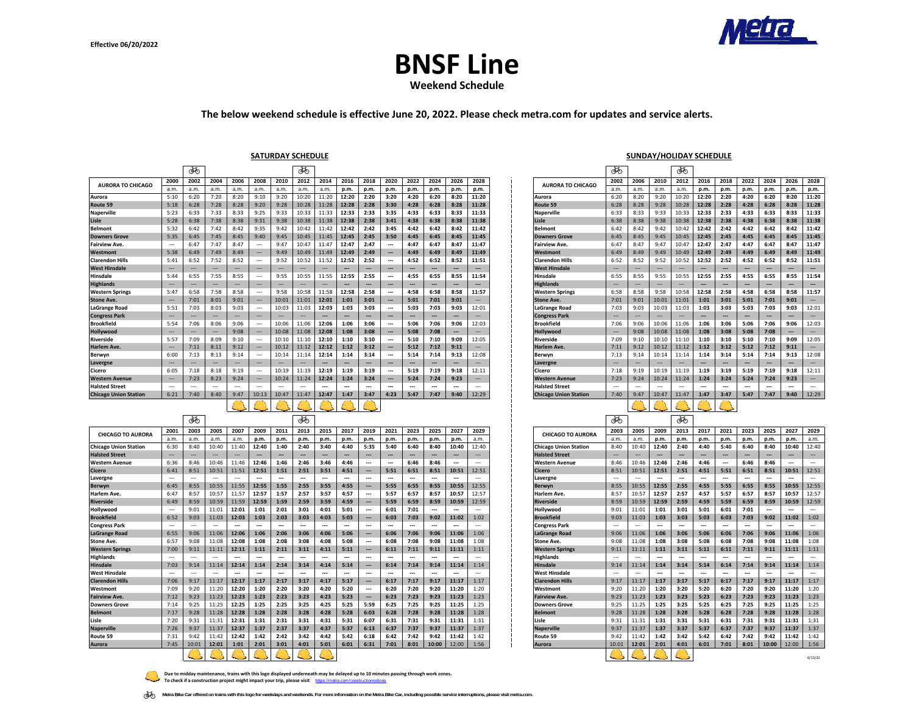Effective 06/20/2022

# BNSF Line

## Weekend Schedule

**The below weekend schedule is effective June 20, 2022. Please check metra.com for updates and service alerts.**

### SATURDAY SCHEDULE

| AURORA TO CHICAGO | 2000 | 2002 🚲 | 2004 | 2006 | 2008 | 2010 | 2012 🚲 | 2014 | 2016 | 2018 | 2020 | 2022 | 2024 | 2026 | 2028 |
|---|---|---|---|---|---|---|---|---|---|---|---|---|---|---|---|
| | a.m. | a.m. | a.m. | a.m. | a.m. | a.m. | a.m. | a.m. | p.m. | p.m. | p.m. | p.m. | p.m. | p.m. | p.m. |
| Aurora | 5:10 | 6:20 | 7:20 | 8:20 | 9:10 | 9:20 | 10:20 | 11:20 | 12:20 | 2:20 | 3:20 | 4:20 | 6:20 | 8:20 | 11:20 |
| Route 59 | 5:18 | 6:28 | 7:28 | 8:28 | 9:20 | 9:28 | 10:28 | 11:28 | 12:28 | 2:28 | 3:30 | 4:28 | 6:28 | 8:28 | 11:28 |
| Naperville | 5:23 | 6:33 | 7:33 | 8:33 | 9:25 | 9:33 | 10:33 | 11:33 | 12:33 | 2:33 | 3:35 | 4:33 | 6:33 | 8:33 | 11:33 |
| Lisle | 5:28 | 6:38 | 7:38 | 8:38 | 9:31 | 9:38 | 10:38 | 11:38 | 12:38 | 2:38 | 3:41 | 4:38 | 6:38 | 8:38 | 11:38 |
| Belmont | 5:32 | 6:42 | 7:42 | 8:42 | 9:35 | 9:42 | 10:42 | 11:42 | 12:42 | 2:42 | 3:45 | 4:42 | 6:42 | 8:42 | 11:42 |
| Downers Grove | 5:35 | 6:45 | 7:45 | 8:45 | 9:40 | 9:45 | 10:45 | 11:45 | 12:45 | 2:45 | 3:50 | 4:45 | 6:45 | 8:45 | 11:45 |
| Fairview Ave. | --- | 6:47 | 7:47 | 8:47 | --- | 9:47 | 10:47 | 11:47 | 12:47 | 2:47 | --- | 4:47 | 6:47 | 8:47 | 11:47 |
| Westmont | 5:38 | 6:49 | 7:49 | 8:49 | --- | 9:49 | 10:49 | 11:49 | 12:49 | 2:49 | --- | 4:49 | 6:49 | 8:49 | 11:49 |
| Clarendon Hills | 5:41 | 6:52 | 7:52 | 8:52 | --- | 9:52 | 10:52 | 11:52 | 12:52 | 2:52 | --- | 4:52 | 6:52 | 8:52 | 11:51 |
| West Hinsdale | --- | --- | --- | --- | --- | --- | --- | --- | --- | --- | --- | --- | --- | --- | --- |
| Hinsdale | 5:44 | 6:55 | 7:55 | 8:55 | --- | 9:55 | 10:55 | 11:55 | 12:55 | 2:55 | --- | 4:55 | 6:55 | 8:55 | 11:54 |
| Highlands | --- | --- | --- | --- | --- | --- | --- | --- | --- | --- | --- | --- | --- | --- | --- |
| Western Springs | 5:47 | 6:58 | 7:58 | 8:58 | --- | 9:58 | 10:58 | 11:58 | 12:58 | 2:58 | --- | 4:58 | 6:58 | 8:58 | 11:57 |
| Stone Ave. | --- | 7:01 | 8:01 | 9:01 | --- | 10:01 | 11:01 | 12:01 | 1:01 | 3:01 | --- | 5:01 | 7:01 | 9:01 | --- |
| LaGrange Road | 5:51 | 7:03 | 8:03 | 9:03 | --- | 10:03 | 11:03 | 12:03 | 1:03 | 3:03 | --- | 5:03 | 7:03 | 9:03 | 12:01 |
| Congress Park | --- | --- | --- | --- | --- | --- | --- | --- | --- | --- | --- | --- | --- | --- | --- |
| Brookfield | 5:54 | 7:06 | 8:06 | 9:06 | --- | 10:06 | 11:06 | 12:06 | 1:06 | 3:06 | --- | 5:06 | 7:06 | 9:06 | 12:03 |
| Hollywood | --- | --- | --- | 9:08 | --- | 10:08 | 11:08 | 12:08 | 1:08 | 3:08 | --- | 5:08 | 7:08 | --- | --- |
| Riverside | 5:57 | 7:09 | 8:09 | 9:10 | --- | 10:10 | 11:10 | 12:10 | 1:10 | 3:10 | --- | 5:10 | 7:10 | 9:09 | 12:05 |
| Harlem Ave. | --- | 7:11 | 8:11 | 9:12 | --- | 10:12 | 11:12 | 12:12 | 1:12 | 3:12 | --- | 5:12 | 7:12 | 9:11 | --- |
| Berwyn | 6:00 | 7:13 | 8:13 | 9:14 | --- | 10:14 | 11:14 | 12:14 | 1:14 | 3:14 | --- | 5:14 | 7:14 | 9:13 | 12:08 |
| Lavergne | --- | --- | --- | --- | --- | --- | --- | --- | --- | --- | --- | --- | --- | --- | --- |
| Cicero | 6:05 | 7:18 | 8:18 | 9:19 | --- | 10:19 | 11:19 | 12:19 | 1:19 | 3:19 | --- | 5:19 | 7:19 | 9:18 | 12:11 |
| Western Avenue | --- | 7:23 | 8:23 | 9:24 | --- | 10:24 | 11:24 | 12:24 | 1:24 | 3:24 | --- | 5:24 | 7:24 | 9:23 | --- |
| Halsted Street | --- | --- | --- | --- | --- | --- | --- | --- | --- | --- | --- | --- | --- | --- | --- |
| Chicago Union Station | 6:21 | 7:40 | 8:40 | 9:47 | 10:13 | 10:47 | 11:47 | 12:47 | 1:47 | 3:47 | 4:23 | 5:47 | 7:47 | 9:40 | 12:29 |

Construction delay symbol shown under trains 2006, 2008, 2010, 2012, 2014, 2016, 2018.

| CHICAGO TO AURORA | 2001 | 2003 🚲 | 2005 | 2007 | 2009 | 2011 | 2013 🚲 | 2015 | 2017 | 2019 | 2021 | 2023 | 2025 | 2027 | 2029 |
|---|---|---|---|---|---|---|---|---|---|---|---|---|---|---|---|
| | a.m. | a.m. | a.m. | a.m. | p.m. | p.m. | p.m. | p.m. | p.m. | p.m. | p.m. | p.m. | p.m. | p.m. | a.m. |
| Chicago Union Station | 6:30 | 8:40 | 10:40 | 11:40 | 12:40 | 1:40 | 2:40 | 3:40 | 4:40 | 5:35 | 5:40 | 6:40 | 8:40 | 10:40 | 12:40 |
| Halsted Street | --- | --- | --- | --- | --- | --- | --- | --- | --- | --- | --- | --- | --- | --- | --- |
| Western Avenue | 6:36 | 8:46 | 10:46 | 11:46 | 12:46 | 1:46 | 2:46 | 3:46 | 4:46 | --- | --- | 6:46 | 8:46 | --- | --- |
| Cicero | 6:41 | 8:51 | 10:51 | 11:51 | 12:51 | 1:51 | 2:51 | 3:51 | 4:51 | --- | 5:51 | 6:51 | 8:51 | 10:51 | 12:51 |
| Lavergne | --- | --- | --- | --- | --- | --- | --- | --- | --- | --- | --- | --- | --- | --- | --- |
| Berwyn | 6:45 | 8:55 | 10:55 | 11:55 | 12:55 | 1:55 | 2:55 | 3:55 | 4:55 | --- | 5:55 | 6:55 | 8:55 | 10:55 | 12:55 |
| Harlem Ave. | 6:47 | 8:57 | 10:57 | 11:57 | 12:57 | 1:57 | 2:57 | 3:57 | 4:57 | --- | 5:57 | 6:57 | 8:57 | 10:57 | 12:57 |
| Riverside | 6:49 | 8:59 | 10:59 | 11:59 | 12:59 | 1:59 | 2:59 | 3:59 | 4:59 | --- | 5:59 | 6:59 | 8:59 | 10:59 | 12:59 |
| Hollywood | --- | 9:01 | 11:01 | 12:01 | 1:01 | 2:01 | 3:01 | 4:01 | 5:01 | --- | 6:01 | 7:01 | --- | --- | --- |
| Brookfield | 6:52 | 9:03 | 11:03 | 12:03 | 1:03 | 2:03 | 3:03 | 4:03 | 5:03 | --- | 6:03 | 7:03 | 9:02 | 11:02 | 1:02 |
| Congress Park | --- | --- | --- | --- | --- | --- | --- | --- | --- | --- | --- | --- | --- | --- | --- |
| LaGrange Road | 6:55 | 9:06 | 11:06 | 12:06 | 1:06 | 2:06 | 3:06 | 4:06 | 5:06 | --- | 6:06 | 7:06 | 9:06 | 11:06 | 1:06 |
| Stone Ave. | 6:57 | 9:08 | 11:08 | 12:08 | 1:08 | 2:08 | 3:08 | 4:08 | 5:08 | --- | 6:08 | 7:08 | 9:08 | 11:08 | 1:08 |
| Western Springs | 7:00 | 9:11 | 11:11 | 12:11 | 1:11 | 2:11 | 3:11 | 4:11 | 5:11 | --- | 6:11 | 7:11 | 9:11 | 11:11 | 1:11 |
| Highlands | --- | --- | --- | --- | --- | --- | --- | --- | --- | --- | --- | --- | --- | --- | --- |
| Hinsdale | 7:03 | 9:14 | 11:14 | 12:14 | 1:14 | 2:14 | 3:14 | 4:14 | 5:14 | --- | 6:14 | 7:14 | 9:14 | 11:14 | 1:14 |
| West Hinsdale | --- | --- | --- | --- | --- | --- | --- | --- | --- | --- | --- | --- | --- | --- | --- |
| Clarendon Hills | 7:06 | 9:17 | 11:17 | 12:17 | 1:17 | 2:17 | 3:17 | 4:17 | 5:17 | --- | 6:17 | 7:17 | 9:17 | 11:17 | 1:17 |
| Westmont | 7:09 | 9:20 | 11:20 | 12:20 | 1:20 | 2:20 | 3:20 | 4:20 | 5:20 | --- | 6:20 | 7:20 | 9:20 | 11:20 | 1:20 |
| Fairview Ave. | 7:12 | 9:23 | 11:23 | 12:23 | 1:23 | 2:23 | 3:23 | 4:23 | 5:23 | --- | 6:23 | 7:23 | 9:23 | 11:23 | 1:23 |
| Downers Grove | 7:14 | 9:25 | 11:25 | 12:25 | 1:25 | 2:25 | 3:25 | 4:25 | 5:25 | 5:59 | 6:25 | 7:25 | 9:25 | 11:25 | 1:25 |
| Belmont | 7:17 | 9:28 | 11:28 | 12:28 | 1:28 | 2:28 | 3:28 | 4:28 | 5:28 | 6:03 | 6:28 | 7:28 | 9:28 | 11:28 | 1:28 |
| Lisle | 7:20 | 9:31 | 11:31 | 12:31 | 1:31 | 2:31 | 3:31 | 4:31 | 5:31 | 6:07 | 6:31 | 7:31 | 9:31 | 11:31 | 1:31 |
| Naperville | 7:26 | 9:37 | 11:37 | 12:37 | 1:37 | 2:37 | 3:37 | 4:37 | 5:37 | 6:13 | 6:37 | 7:37 | 9:37 | 11:37 | 1:37 |
| Route 59 | 7:31 | 9:42 | 11:42 | 12:42 | 1:42 | 2:42 | 3:42 | 4:42 | 5:42 | 6:18 | 6:42 | 7:42 | 9:42 | 11:42 | 1:42 |
| Aurora | 7:45 | 10:01 | 12:01 | 1:01 | 2:01 | 3:01 | 4:01 | 5:01 | 6:01 | 6:31 | 7:01 | 8:01 | 10:00 | 12:00 | 1:56 |

Construction delay symbol shown under trains 2003, 2005, 2007, 2009, 2011, 2013, 2015, 2017.

### SUNDAY/HOLIDAY SCHEDULE

| AURORA TO CHICAGO | 2002 🚲 | 2006 | 2010 | 2012 🚲 | 2016 | 2018 | 2022 | 2024 | 2026 | 2028 |
|---|---|---|---|---|---|---|---|---|---|---|
| | a.m. | a.m. | a.m. | a.m. | p.m. | p.m. | p.m. | p.m. | p.m. | p.m. |
| Aurora | 6:20 | 8:20 | 9:20 | 10:20 | 12:20 | 2:20 | 4:20 | 6:20 | 8:20 | 11:20 |
| Route 59 | 6:28 | 8:28 | 9:28 | 10:28 | 12:28 | 2:28 | 4:28 | 6:28 | 8:28 | 11:28 |
| Naperville | 6:33 | 8:33 | 9:33 | 10:33 | 12:33 | 2:33 | 4:33 | 6:33 | 8:33 | 11:33 |
| Lisle | 6:38 | 8:38 | 9:38 | 10:38 | 12:38 | 2:38 | 4:38 | 6:38 | 8:38 | 11:38 |
| Belmont | 6:42 | 8:42 | 9:42 | 10:42 | 12:42 | 2:42 | 4:42 | 6:42 | 8:42 | 11:42 |
| Downers Grove | 6:45 | 8:45 | 9:45 | 10:45 | 12:45 | 2:45 | 4:45 | 6:45 | 8:45 | 11:45 |
| Fairview Ave. | 6:47 | 8:47 | 9:47 | 10:47 | 12:47 | 2:47 | 4:47 | 6:47 | 8:47 | 11:47 |
| Westmont | 6:49 | 8:49 | 9:49 | 10:49 | 12:49 | 2:49 | 4:49 | 6:49 | 8:49 | 11:49 |
| Clarendon Hills | 6:52 | 8:52 | 9:52 | 10:52 | 12:52 | 2:52 | 4:52 | 6:52 | 8:52 | 11:51 |
| West Hinsdale | --- | --- | --- | --- | --- | --- | --- | --- | --- | --- |
| Hinsdale | 6:55 | 8:55 | 9:55 | 10:55 | 12:55 | 2:55 | 4:55 | 6:55 | 8:55 | 11:54 |
| Highlands | --- | --- | --- | --- | --- | --- | --- | --- | --- | --- |
| Western Springs | 6:58 | 8:58 | 9:58 | 10:58 | 12:58 | 2:58 | 4:58 | 6:58 | 8:58 | 11:57 |
| Stone Ave. | 7:01 | 9:01 | 10:01 | 11:01 | 1:01 | 3:01 | 5:01 | 7:01 | 9:01 | --- |
| LaGrange Road | 7:03 | 9:03 | 10:03 | 11:03 | 1:03 | 3:03 | 5:03 | 7:03 | 9:03 | 12:01 |
| Congress Park | --- | --- | --- | --- | --- | --- | --- | --- | --- | --- |
| Brookfield | 7:06 | 9:06 | 10:06 | 11:06 | 1:06 | 3:06 | 5:06 | 7:06 | 9:06 | 12:03 |
| Hollywood | --- | 9:08 | 10:08 | 11:08 | 1:08 | 3:08 | 5:08 | 7:08 | --- | --- |
| Riverside | 7:09 | 9:10 | 10:10 | 11:10 | 1:10 | 3:10 | 5:10 | 7:10 | 9:09 | 12:05 |
| Harlem Ave. | 7:11 | 9:12 | 10:12 | 11:12 | 1:12 | 3:12 | 5:12 | 7:12 | 9:11 | --- |
| Berwyn | 7:13 | 9:14 | 10:14 | 11:14 | 1:14 | 3:14 | 5:14 | 7:14 | 9:13 | 12:08 |
| Lavergne | --- | --- | --- | --- | --- | --- | --- | --- | --- | --- |
| Cicero | 7:18 | 9:19 | 10:19 | 11:19 | 1:19 | 3:19 | 5:19 | 7:19 | 9:18 | 12:11 |
| Western Avenue | 7:23 | 9:24 | 10:24 | 11:24 | 1:24 | 3:24 | 5:24 | 7:24 | 9:23 | --- |
| Halsted Street | --- | --- | --- | --- | --- | --- | --- | --- | --- | --- |
| Chicago Union Station | 7:40 | 9:47 | 10:47 | 11:47 | 1:47 | 3:47 | 5:47 | 7:47 | 9:40 | 12:29 |

Construction delay symbol shown under trains 2006, 2010, 2012, 2016, 2018.

| CHICAGO TO AURORA | 2003 🚲 | 2005 | 2009 | 2013 🚲 | 2017 | 2021 | 2023 | 2025 | 2027 | 2029 |
|---|---|---|---|---|---|---|---|---|---|---|
| | a.m. | a.m. | p.m. | p.m. | p.m. | p.m. | p.m. | p.m. | p.m. | a.m. |
| Chicago Union Station | 8:40 | 10:40 | 12:40 | 2:40 | 4:40 | 5:40 | 6:40 | 8:40 | 10:40 | 12:40 |
| Halsted Street | --- | --- | --- | --- | --- | --- | --- | --- | --- | --- |
| Western Avenue | 8:46 | 10:46 | 12:46 | 2:46 | 4:46 | --- | 6:46 | 8:46 | --- | --- |
| Cicero | 8:51 | 10:51 | 12:51 | 2:51 | 4:51 | 5:51 | 6:51 | 8:51 | 10:51 | 12:51 |
| Lavergne | --- | --- | --- | --- | --- | --- | --- | --- | --- | --- |
| Berwyn | 8:55 | 10:55 | 12:55 | 2:55 | 4:55 | 5:55 | 6:55 | 8:55 | 10:55 | 12:55 |
| Harlem Ave. | 8:57 | 10:57 | 12:57 | 2:57 | 4:57 | 5:57 | 6:57 | 8:57 | 10:57 | 12:57 |
| Riverside | 8:59 | 10:59 | 12:59 | 2:59 | 4:59 | 5:59 | 6:59 | 8:59 | 10:59 | 12:59 |
| Hollywood | 9:01 | 11:01 | 1:01 | 3:01 | 5:01 | 6:01 | 7:01 | --- | --- | --- |
| Brookfield | 9:03 | 11:03 | 1:03 | 3:03 | 5:03 | 6:03 | 7:03 | 9:02 | 11:02 | 1:02 |
| Congress Park | --- | --- | --- | --- | --- | --- | --- | --- | --- | --- |
| LaGrange Road | 9:06 | 11:06 | 1:06 | 3:06 | 5:06 | 6:06 | 7:06 | 9:06 | 11:06 | 1:06 |
| Stone Ave. | 9:08 | 11:08 | 1:08 | 3:08 | 5:08 | 6:08 | 7:08 | 9:08 | 11:08 | 1:08 |
| Western Springs | 9:11 | 11:11 | 1:11 | 3:11 | 5:11 | 6:11 | 7:11 | 9:11 | 11:11 | 1:11 |
| Highlands | --- | --- | --- | --- | --- | --- | --- | --- | --- | --- |
| Hinsdale | 9:14 | 11:14 | 1:14 | 3:14 | 5:14 | 6:14 | 7:14 | 9:14 | 11:14 | 1:14 |
| West Hinsdale | --- | --- | --- | --- | --- | --- | --- | --- | --- | --- |
| Clarendon Hills | 9:17 | 11:17 | 1:17 | 3:17 | 5:17 | 6:17 | 7:17 | 9:17 | 11:17 | 1:17 |
| Westmont | 9:20 | 11:20 | 1:20 | 3:20 | 5:20 | 6:20 | 7:20 | 9:20 | 11:20 | 1:20 |
| Fairview Ave. | 9:23 | 11:23 | 1:23 | 3:23 | 5:23 | 6:23 | 7:23 | 9:23 | 11:23 | 1:23 |
| Downers Grove | 9:25 | 11:25 | 1:25 | 3:25 | 5:25 | 6:25 | 7:25 | 9:25 | 11:25 | 1:25 |
| Belmont | 9:28 | 11:28 | 1:28 | 3:28 | 5:28 | 6:28 | 7:28 | 9:28 | 11:28 | 1:28 |
| Lisle | 9:31 | 11:31 | 1:31 | 3:31 | 5:31 | 6:31 | 7:31 | 9:31 | 11:31 | 1:31 |
| Naperville | 9:37 | 11:37 | 1:37 | 3:37 | 5:37 | 6:37 | 7:37 | 9:37 | 11:37 | 1:37 |
| Route 59 | 9:42 | 11:42 | 1:42 | 3:42 | 5:42 | 6:42 | 7:42 | 9:42 | 11:42 | 1:42 |
| Aurora | 10:01 | 12:01 | 2:01 | 4:01 | 6:01 | 7:01 | 8:01 | 10:00 | 12:00 | 1:56 |

Construction delay symbol shown under trains 2003, 2005, 2009, 2013.

6/13/22

Due to midday maintenance, trains with this logo displayed underneath may be delayed up to 10 minutes passing through work zones. To check if a construction project might impact your trip, please visit https://metra.com/constructionnotices

🚲 Metra Bike Car offered on trains with this logo for weekdays and weekends. For more information on the Metra Bike Car, including possible service interruptions, please visit metra.com.